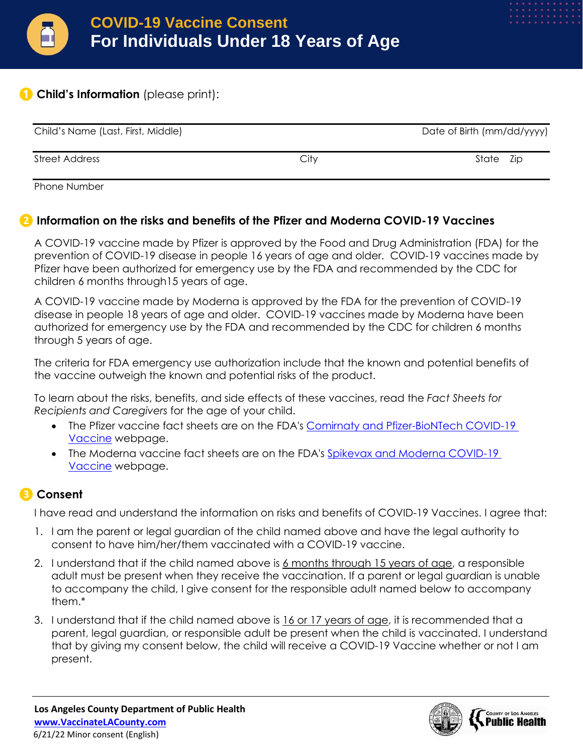# COVID-19 Vaccine Consent
# For Individuals Under 18 Years of Age

## 1 Child's Information (please print):

| Child's Name (Last, First, Middle) | | | Date of Birth (mm/dd/yyyy) |
|---|---|---|---|
| Street Address | City | State | Zip |
| Phone Number | | | |

## 2 Information on the risks and benefits of the Pfizer and Moderna COVID-19 Vaccines

A COVID-19 vaccine made by Pfizer is approved by the Food and Drug Administration (FDA) for the prevention of COVID-19 disease in people 16 years of age and older. COVID-19 vaccines made by Pfizer have been authorized for emergency use by the FDA and recommended by the CDC for children 6 months through15 years of age.

A COVID-19 vaccine made by Moderna is approved by the FDA for the prevention of COVID-19 disease in people 18 years of age and older. COVID-19 vaccines made by Moderna have been authorized for emergency use by the FDA and recommended by the CDC for children 6 months through 5 years of age.

The criteria for FDA emergency use authorization include that the known and potential benefits of the vaccine outweigh the known and potential risks of the product.

To learn about the risks, benefits, and side effects of these vaccines, read the *Fact Sheets for Recipients and Caregivers* for the age of your child.

- The Pfizer vaccine fact sheets are on the FDA's Comirnaty and Pfizer-BioNTech COVID-19 Vaccine webpage.
- The Moderna vaccine fact sheets are on the FDA's Spikevax and Moderna COVID-19 Vaccine webpage.

## 3 Consent

I have read and understand the information on risks and benefits of COVID-19 Vaccines. I agree that:

1. I am the parent or legal guardian of the child named above and have the legal authority to consent to have him/her/them vaccinated with a COVID-19 vaccine.
2. I understand that if the child named above is 6 months through 15 years of age, a responsible adult must be present when they receive the vaccination. If a parent or legal guardian is unable to accompany the child, I give consent for the responsible adult named below to accompany them.*
3. I understand that if the child named above is 16 or 17 years of age, it is recommended that a parent, legal guardian, or responsible adult be present when the child is vaccinated. I understand that by giving my consent below, the child will receive a COVID-19 Vaccine whether or not I am present.

**Los Angeles County Department of Public Health**
**www.VaccinateLACounty.com**
6/21/22 Minor consent (English)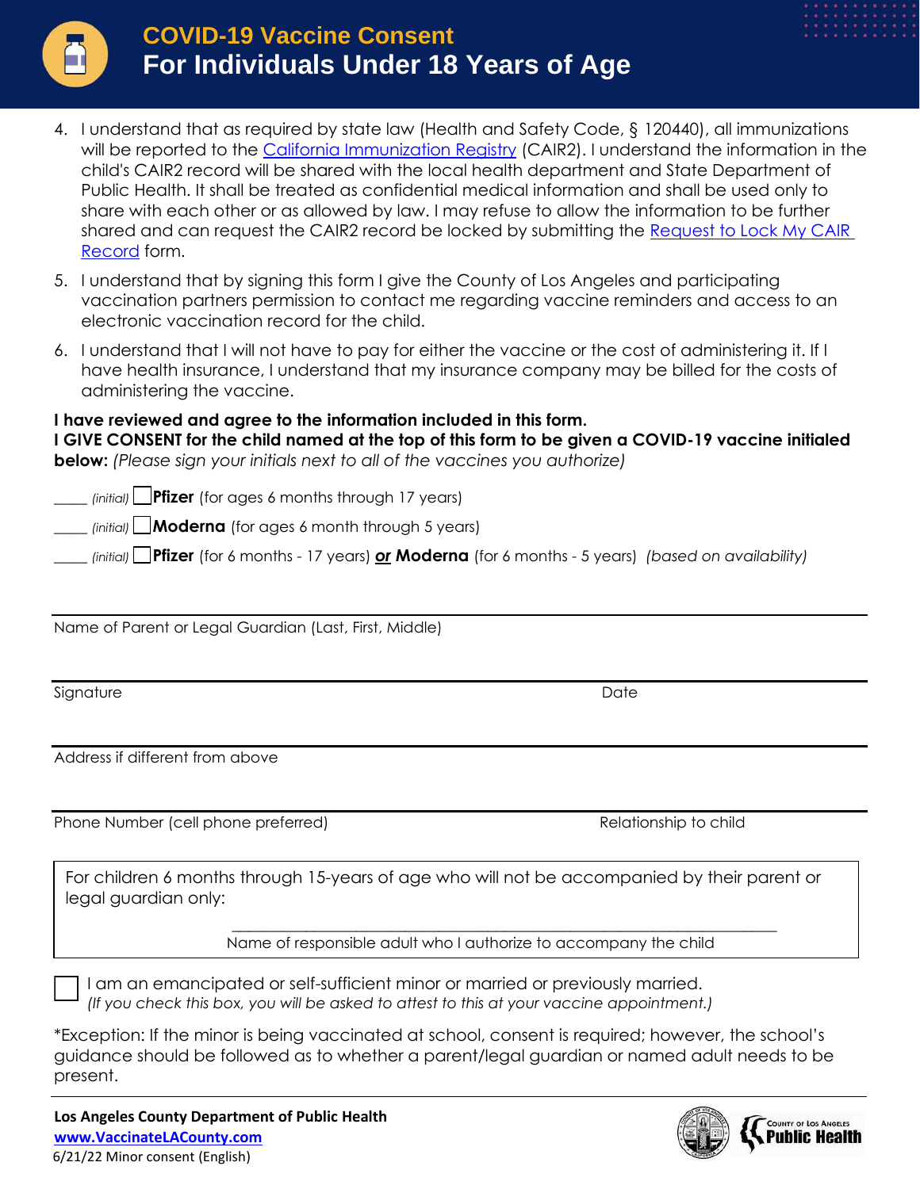# COVID-19 Vaccine Consent
## For Individuals Under 18 Years of Age

4. I understand that as required by state law (Health and Safety Code, § 120440), all immunizations will be reported to the California Immunization Registry (CAIR2). I understand the information in the child's CAIR2 record will be shared with the local health department and State Department of Public Health. It shall be treated as confidential medical information and shall be used only to share with each other or as allowed by law. I may refuse to allow the information to be further shared and can request the CAIR2 record be locked by submitting the Request to Lock My CAIR Record form.
5. I understand that by signing this form I give the County of Los Angeles and participating vaccination partners permission to contact me regarding vaccine reminders and access to an electronic vaccination record for the child.
6. I understand that I will not have to pay for either the vaccine or the cost of administering it. If I have health insurance, I understand that my insurance company may be billed for the costs of administering the vaccine.

**I have reviewed and agree to the information included in this form.**
**I GIVE CONSENT for the child named at the top of this form to be given a COVID-19 vaccine initialed below:** *(Please sign your initials next to all of the vaccines you authorize)*

____ *(initial)* ☐ **Pfizer** (for ages 6 months through 17 years)

____ *(initial)* ☐ **Moderna** (for ages 6 month through 5 years)

____ *(initial)* ☐ **Pfizer** (for 6 months - 17 years) ***or*** **Moderna** (for 6 months - 5 years) *(based on availability)*

Name of Parent or Legal Guardian (Last, First, Middle)

Signature | Date

Address if different from above

Phone Number (cell phone preferred) | Relationship to child

For children 6 months through 15-years of age who will not be accompanied by their parent or legal guardian only:

______________________________________________
Name of responsible adult who I authorize to accompany the child

☐ I am an emancipated or self-sufficient minor or married or previously married.
*(If you check this box, you will be asked to attest to this at your vaccine appointment.)*

*Exception: If the minor is being vaccinated at school, consent is required; however, the school's guidance should be followed as to whether a parent/legal guardian or named adult needs to be present.

**Los Angeles County Department of Public Health**
**www.VaccinateLACounty.com**
6/21/22 Minor consent (English)